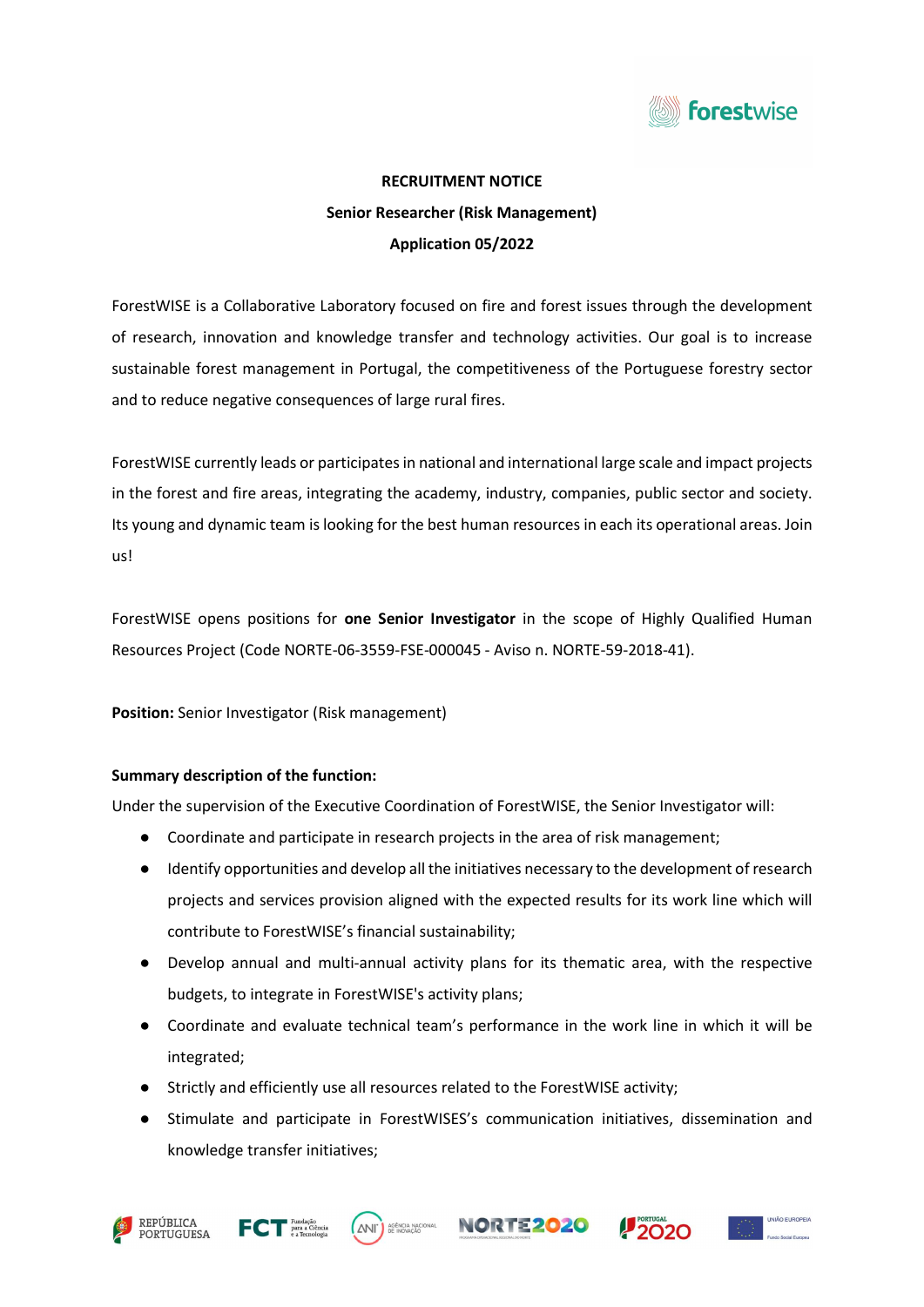**RECRUITMENT NOTICE**

**Senior Researcher (Risk Management)**

**Application 05/2022**

ForestWISE is a Collaborative Laboratory focused on fire and forest issues through the development of research, innovation and knowledge transfer and technology activities. Our goal is to increase sustainable forest management in Portugal, the competitiveness of the Portuguese forestry sector and to reduce negative consequences of large rural fires.

ForestWISE currently leads or participates in national and international large scale and impact projects in the forest and fire areas, integrating the academy, industry, companies, public sector and society. Its young and dynamic team is looking for the best human resources in each its operational areas. Join us!

ForestWISE opens positions for **one Senior Investigator** in the scope of Highly Qualified Human Resources Project (Code NORTE-06-3559-FSE-000045 - Aviso n. NORTE-59-2018-41).

**Position:** Senior Investigator (Risk management)

**Summary description of the function:**

Under the supervision of the Executive Coordination of ForestWISE, the Senior Investigator will:

- Coordinate and participate in research projects in the area of risk management;
- Identify opportunities and develop all the initiatives necessary to the development of research projects and services provision aligned with the expected results for its work line which will contribute to ForestWISE's financial sustainability;
- Develop annual and multi-annual activity plans for its thematic area, with the respective budgets, to integrate in ForestWISE's activity plans;
- Coordinate and evaluate technical team's performance in the work line in which it will be integrated;
- Strictly and efficiently use all resources related to the ForestWISE activity;
- Stimulate and participate in ForestWISES's communication initiatives, dissemination and knowledge transfer initiatives;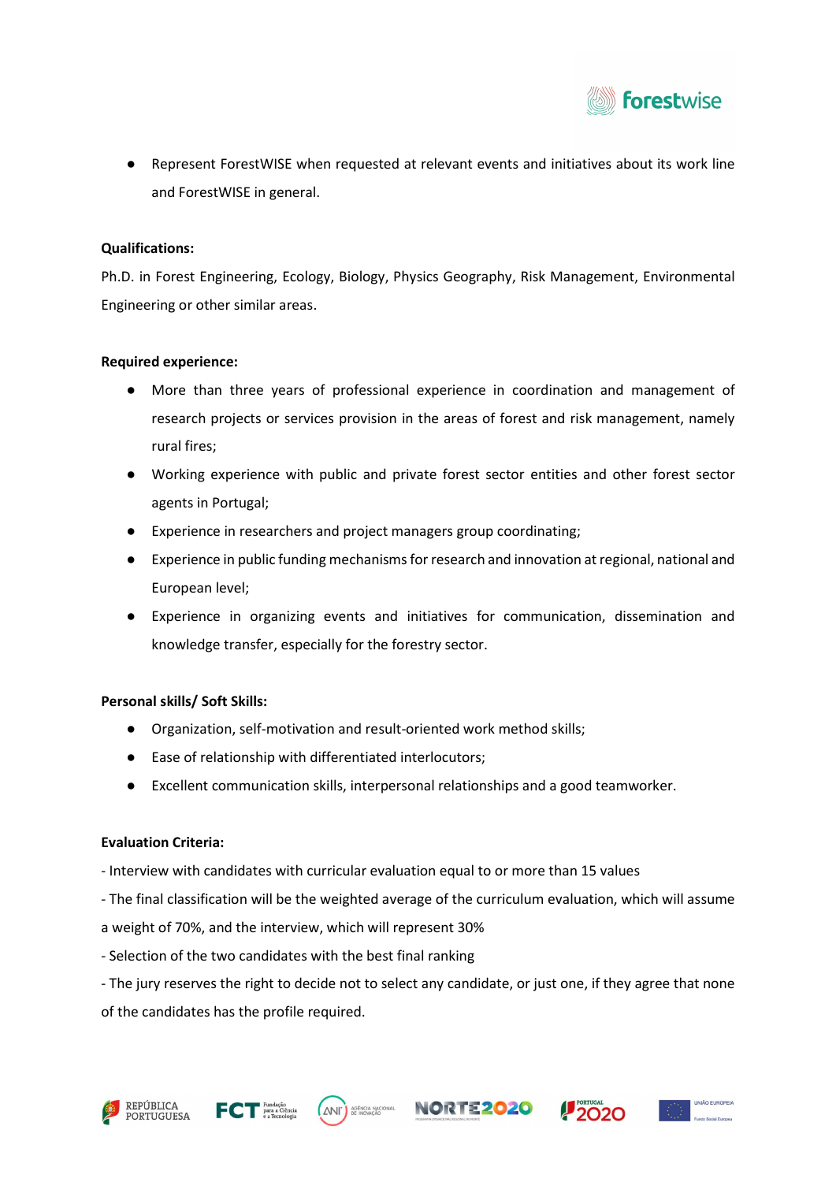- Represent ForestWISE when requested at relevant events and initiatives about its work line and ForestWISE in general.

**Qualifications:**

Ph.D. in Forest Engineering, Ecology, Biology, Physics Geography, Risk Management, Environmental Engineering or other similar areas.

**Required experience:**

- More than three years of professional experience in coordination and management of research projects or services provision in the areas of forest and risk management, namely rural fires;
- Working experience with public and private forest sector entities and other forest sector agents in Portugal;
- Experience in researchers and project managers group coordinating;
- Experience in public funding mechanisms for research and innovation at regional, national and European level;
- Experience in organizing events and initiatives for communication, dissemination and knowledge transfer, especially for the forestry sector.

**Personal skills/ Soft Skills:**

- Organization, self-motivation and result-oriented work method skills;
- Ease of relationship with differentiated interlocutors;
- Excellent communication skills, interpersonal relationships and a good teamworker.

**Evaluation Criteria:**

- Interview with candidates with curricular evaluation equal to or more than 15 values
- The final classification will be the weighted average of the curriculum evaluation, which will assume a weight of 70%, and the interview, which will represent 30%
- Selection of the two candidates with the best final ranking
- The jury reserves the right to decide not to select any candidate, or just one, if they agree that none of the candidates has the profile required.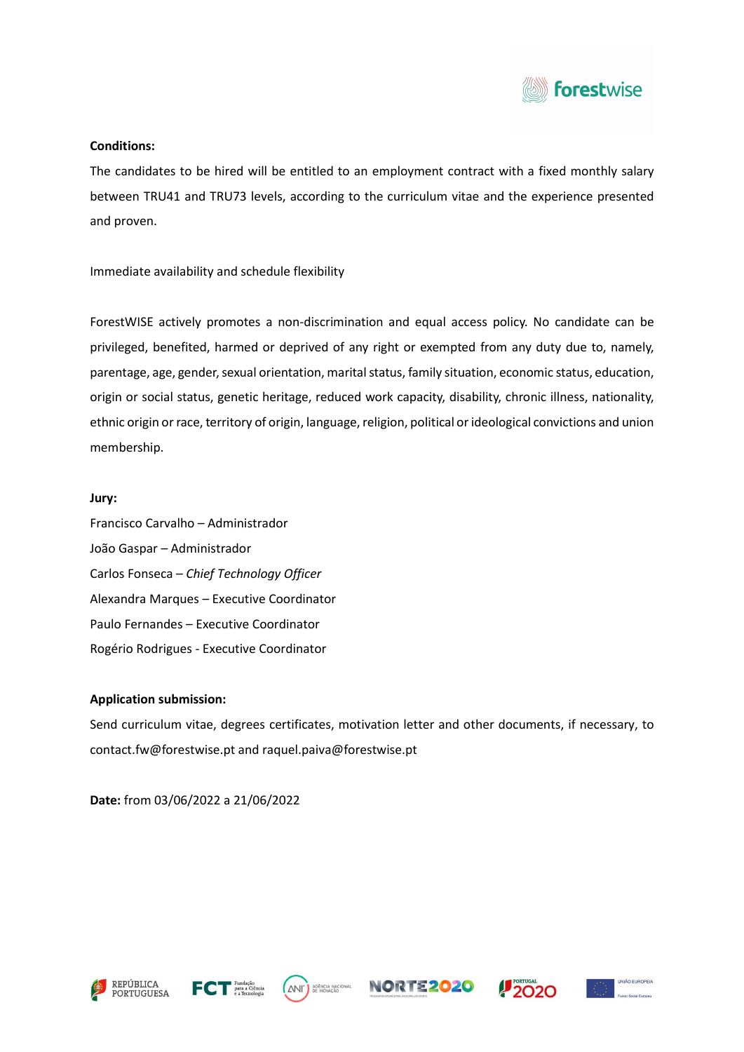**Conditions:**

The candidates to be hired will be entitled to an employment contract with a fixed monthly salary between TRU41 and TRU73 levels, according to the curriculum vitae and the experience presented and proven.

Immediate availability and schedule flexibility

ForestWISE actively promotes a non-discrimination and equal access policy. No candidate can be privileged, benefited, harmed or deprived of any right or exempted from any duty due to, namely, parentage, age, gender, sexual orientation, marital status, family situation, economic status, education, origin or social status, genetic heritage, reduced work capacity, disability, chronic illness, nationality, ethnic origin or race, territory of origin, language, religion, political or ideological convictions and union membership.

**Jury:**

Francisco Carvalho – Administrador

João Gaspar – Administrador

Carlos Fonseca – *Chief Technology Officer*

Alexandra Marques – Executive Coordinator

Paulo Fernandes – Executive Coordinator

Rogério Rodrigues - Executive Coordinator

**Application submission:**

Send curriculum vitae, degrees certificates, motivation letter and other documents, if necessary, to contact.fw@forestwise.pt and raquel.paiva@forestwise.pt

**Date:** from 03/06/2022 a 21/06/2022